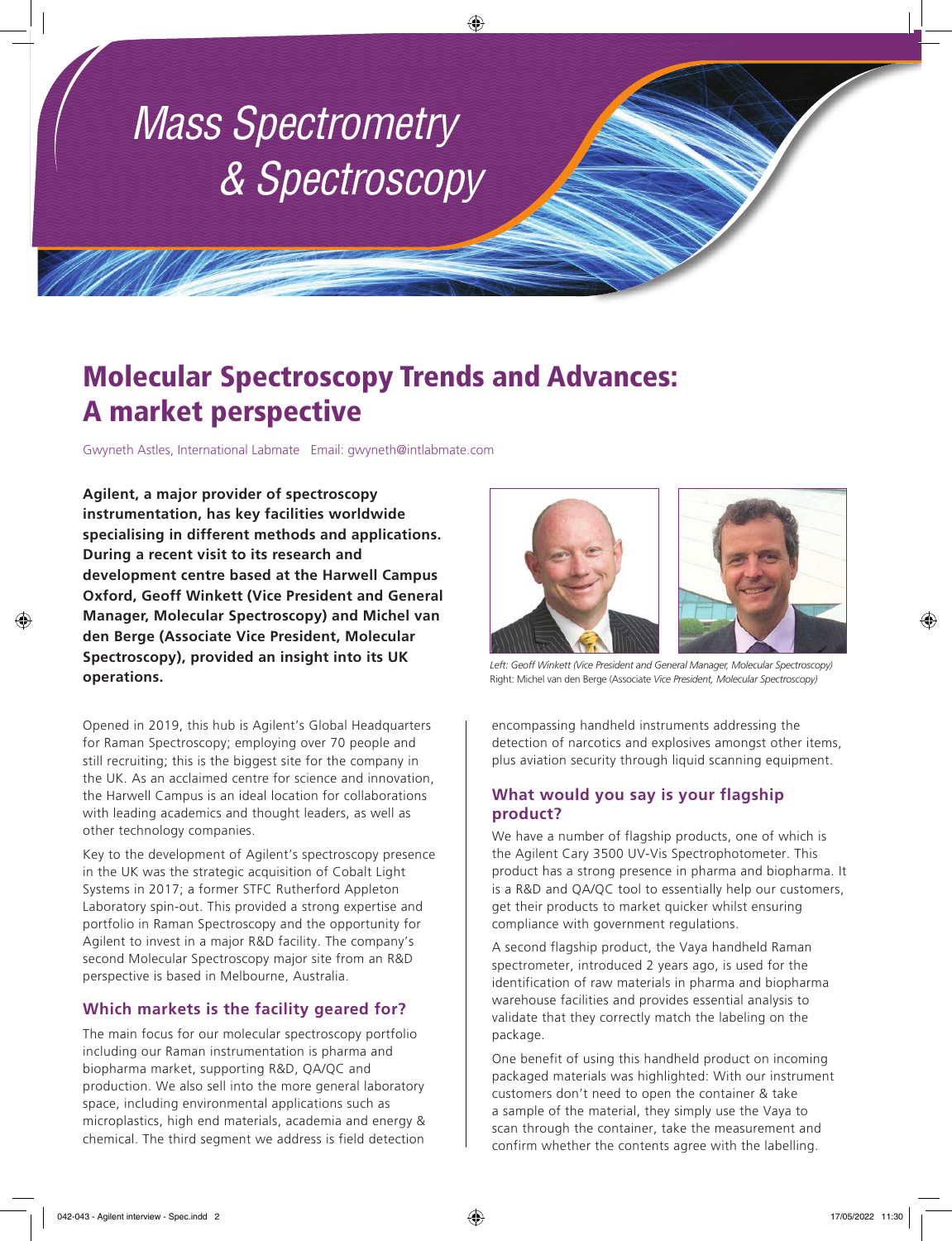# Mass Spectrometry & Spectroscopy

## Molecular Spectroscopy Trends and Advances: A market perspective

Gwyneth Astles, International Labmate Email: gwyneth@intlabmate.com

**Agilent, a major provider of spectroscopy instrumentation, has key facilities worldwide specialising in different methods and applications. During a recent visit to its research and development centre based at the Harwell Campus Oxford, Geoff Winkett (Vice President and General Manager, Molecular Spectroscopy) and Michel van den Berge (Associate Vice President, Molecular Spectroscopy), provided an insight into its UK operations.**

*Left: Geoff Winkett (Vice President and General Manager, Molecular Spectroscopy)*
Right: Michel van den Berge (Associate *Vice President, Molecular Spectroscopy)*

Opened in 2019, this hub is Agilent's Global Headquarters for Raman Spectroscopy; employing over 70 people and still recruiting; this is the biggest site for the company in the UK. As an acclaimed centre for science and innovation, the Harwell Campus is an ideal location for collaborations with leading academics and thought leaders, as well as other technology companies.

Key to the development of Agilent's spectroscopy presence in the UK was the strategic acquisition of Cobalt Light Systems in 2017; a former STFC Rutherford Appleton Laboratory spin-out. This provided a strong expertise and portfolio in Raman Spectroscopy and the opportunity for Agilent to invest in a major R&D facility. The company's second Molecular Spectroscopy major site from an R&D perspective is based in Melbourne, Australia.

### Which markets is the facility geared for?

The main focus for our molecular spectroscopy portfolio including our Raman instrumentation is pharma and biopharma market, supporting R&D, QA/QC and production. We also sell into the more general laboratory space, including environmental applications such as microplastics, high end materials, academia and energy & chemical. The third segment we address is field detection encompassing handheld instruments addressing the detection of narcotics and explosives amongst other items, plus aviation security through liquid scanning equipment.

### What would you say is your flagship product?

We have a number of flagship products, one of which is the Agilent Cary 3500 UV-Vis Spectrophotometer. This product has a strong presence in pharma and biopharma. It is a R&D and QA/QC tool to essentially help our customers, get their products to market quicker whilst ensuring compliance with government regulations.

A second flagship product, the Vaya handheld Raman spectrometer, introduced 2 years ago, is used for the identification of raw materials in pharma and biopharma warehouse facilities and provides essential analysis to validate that they correctly match the labeling on the package.

One benefit of using this handheld product on incoming packaged materials was highlighted: With our instrument customers don't need to open the container & take a sample of the material, they simply use the Vaya to scan through the container, take the measurement and confirm whether the contents agree with the labelling.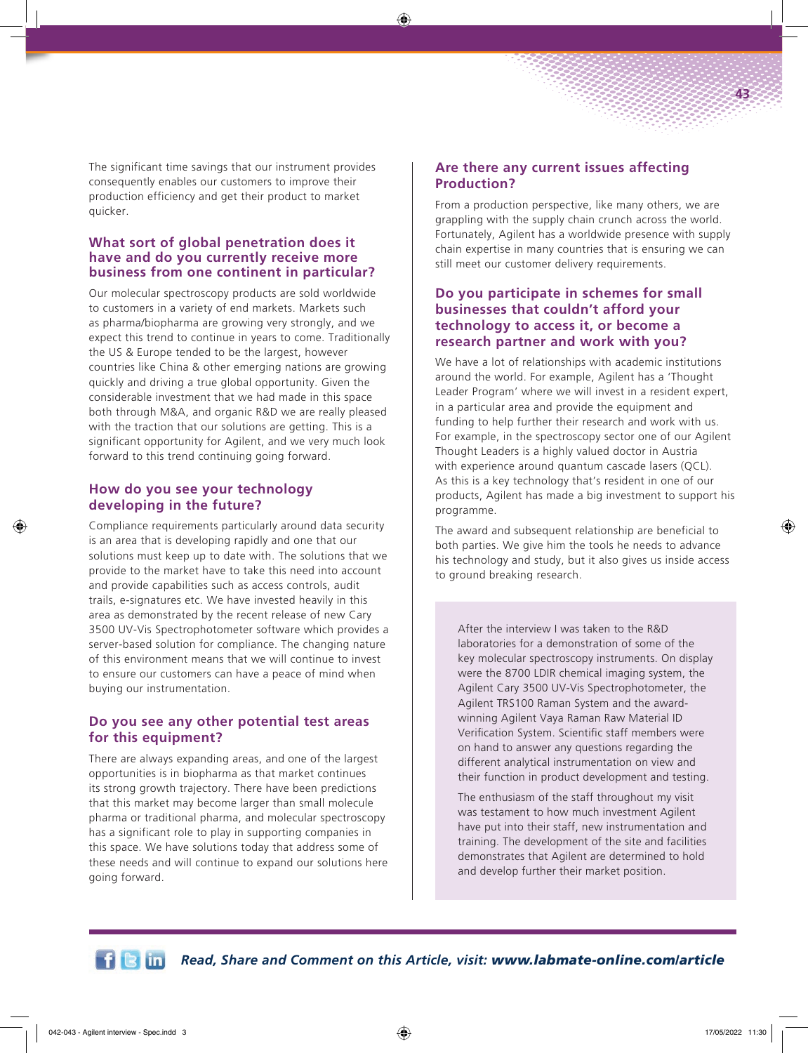The significant time savings that our instrument provides consequently enables our customers to improve their production efficiency and get their product to market quicker.

## What sort of global penetration does it have and do you currently receive more business from one continent in particular?

Our molecular spectroscopy products are sold worldwide to customers in a variety of end markets. Markets such as pharma/biopharma are growing very strongly, and we expect this trend to continue in years to come. Traditionally the US & Europe tended to be the largest, however countries like China & other emerging nations are growing quickly and driving a true global opportunity. Given the considerable investment that we had made in this space both through M&A, and organic R&D we are really pleased with the traction that our solutions are getting. This is a significant opportunity for Agilent, and we very much look forward to this trend continuing going forward.

## How do you see your technology developing in the future?

Compliance requirements particularly around data security is an area that is developing rapidly and one that our solutions must keep up to date with. The solutions that we provide to the market have to take this need into account and provide capabilities such as access controls, audit trails, e-signatures etc. We have invested heavily in this area as demonstrated by the recent release of new Cary 3500 UV-Vis Spectrophotometer software which provides a server-based solution for compliance. The changing nature of this environment means that we will continue to invest to ensure our customers can have a peace of mind when buying our instrumentation.

## Do you see any other potential test areas for this equipment?

There are always expanding areas, and one of the largest opportunities is in biopharma as that market continues its strong growth trajectory. There have been predictions that this market may become larger than small molecule pharma or traditional pharma, and molecular spectroscopy has a significant role to play in supporting companies in this space. We have solutions today that address some of these needs and will continue to expand our solutions here going forward.

## Are there any current issues affecting Production?

From a production perspective, like many others, we are grappling with the supply chain crunch across the world. Fortunately, Agilent has a worldwide presence with supply chain expertise in many countries that is ensuring we can still meet our customer delivery requirements.

## Do you participate in schemes for small businesses that couldn't afford your technology to access it, or become a research partner and work with you?

We have a lot of relationships with academic institutions around the world. For example, Agilent has a 'Thought Leader Program' where we will invest in a resident expert, in a particular area and provide the equipment and funding to help further their research and work with us. For example, in the spectroscopy sector one of our Agilent Thought Leaders is a highly valued doctor in Austria with experience around quantum cascade lasers (QCL). As this is a key technology that's resident in one of our products, Agilent has made a big investment to support his programme.

The award and subsequent relationship are beneficial to both parties. We give him the tools he needs to advance his technology and study, but it also gives us inside access to ground breaking research.

After the interview I was taken to the R&D laboratories for a demonstration of some of the key molecular spectroscopy instruments. On display were the 8700 LDIR chemical imaging system, the Agilent Cary 3500 UV-Vis Spectrophotometer, the Agilent TRS100 Raman System and the award-winning Agilent Vaya Raman Raw Material ID Verification System. Scientific staff members were on hand to answer any questions regarding the different analytical instrumentation on view and their function in product development and testing.

The enthusiasm of the staff throughout my visit was testament to how much investment Agilent have put into their staff, new instrumentation and training. The development of the site and facilities demonstrates that Agilent are determined to hold and develop further their market position.

*Read, Share and Comment on this Article, visit: **www.labmate-online.com/article***